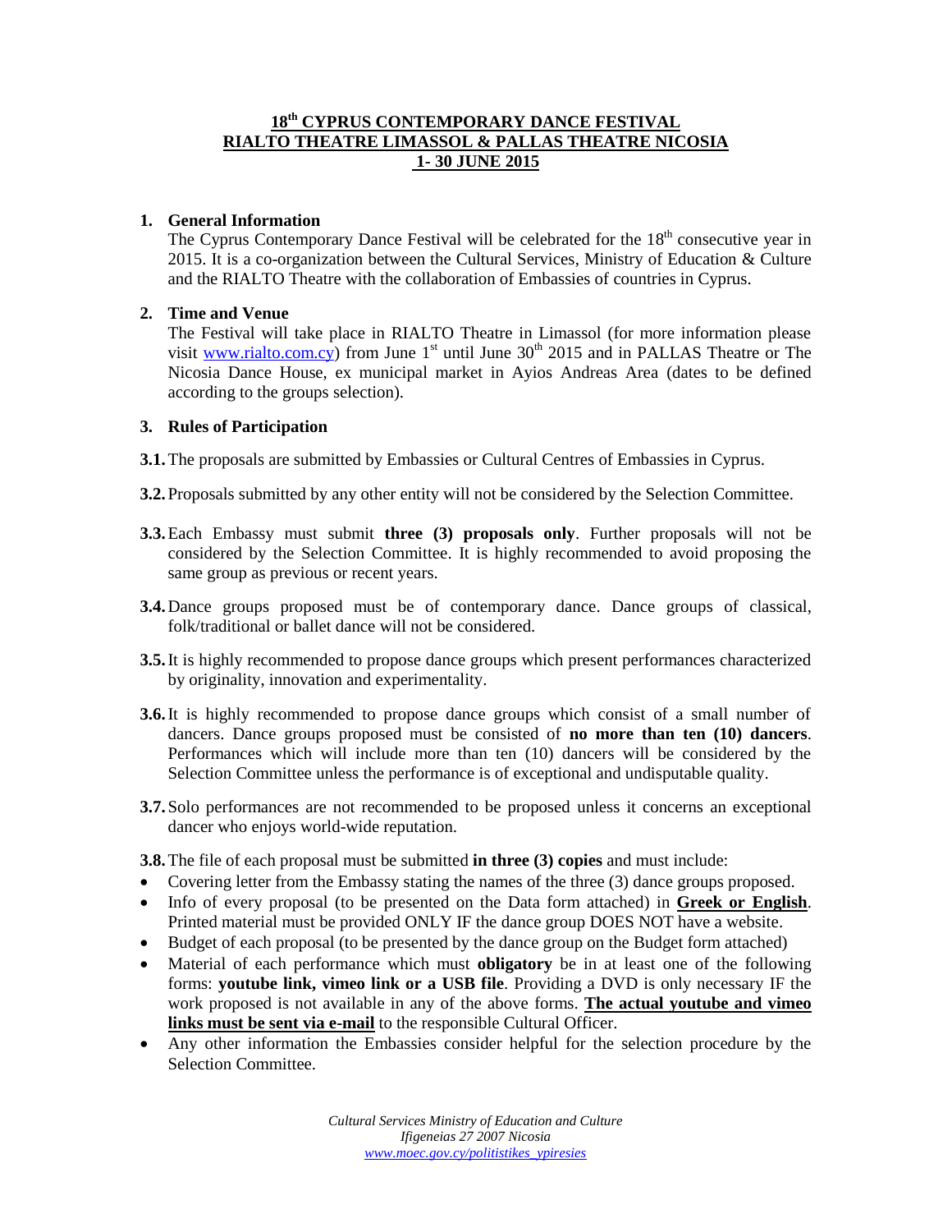# 18th CYPRUS CONTEMPORARY DANCE FESTIVAL
# RIALTO THEATRE LIMASSOL & PALLAS THEATRE NICOSIA
# 1- 30 JUNE 2015

## 1. General Information

The Cyprus Contemporary Dance Festival will be celebrated for the 18th consecutive year in 2015. It is a co-organization between the Cultural Services, Ministry of Education & Culture and the RIALTO Theatre with the collaboration of Embassies of countries in Cyprus.

## 2. Time and Venue

The Festival will take place in RIALTO Theatre in Limassol (for more information please visit [www.rialto.com.cy](http://www.rialto.com.cy)) from June 1st until June 30th 2015 and in PALLAS Theatre or The Nicosia Dance House, ex municipal market in Ayios Andreas Area (dates to be defined according to the groups selection).

## 3. Rules of Participation

**3.1.** The proposals are submitted by Embassies or Cultural Centres of Embassies in Cyprus.

**3.2.** Proposals submitted by any other entity will not be considered by the Selection Committee.

**3.3.** Each Embassy must submit **three (3) proposals only**. Further proposals will not be considered by the Selection Committee. It is highly recommended to avoid proposing the same group as previous or recent years.

**3.4.** Dance groups proposed must be of contemporary dance. Dance groups of classical, folk/traditional or ballet dance will not be considered.

**3.5.** It is highly recommended to propose dance groups which present performances characterized by originality, innovation and experimentality.

**3.6.** It is highly recommended to propose dance groups which consist of a small number of dancers. Dance groups proposed must be consisted of **no more than ten (10) dancers**. Performances which will include more than ten (10) dancers will be considered by the Selection Committee unless the performance is of exceptional and undisputable quality.

**3.7.** Solo performances are not recommended to be proposed unless it concerns an exceptional dancer who enjoys world-wide reputation.

**3.8.** The file of each proposal must be submitted **in three (3) copies** and must include:

- Covering letter from the Embassy stating the names of the three (3) dance groups proposed.
- Info of every proposal (to be presented on the Data form attached) in **Greek or English**. Printed material must be provided ONLY IF the dance group DOES NOT have a website.
- Budget of each proposal (to be presented by the dance group on the Budget form attached)
- Material of each performance which must **obligatory** be in at least one of the following forms: **youtube link, vimeo link or a USB file**. Providing a DVD is only necessary IF the work proposed is not available in any of the above forms. **The actual youtube and vimeo links must be sent via e-mail** to the responsible Cultural Officer.
- Any other information the Embassies consider helpful for the selection procedure by the Selection Committee.

*Cultural Services Ministry of Education and Culture*
*Ifigeneias 27 2007 Nicosia*
*[www.moec.gov.cy/politistikes_ypiresies](http://www.moec.gov.cy/politistikes_ypiresies)*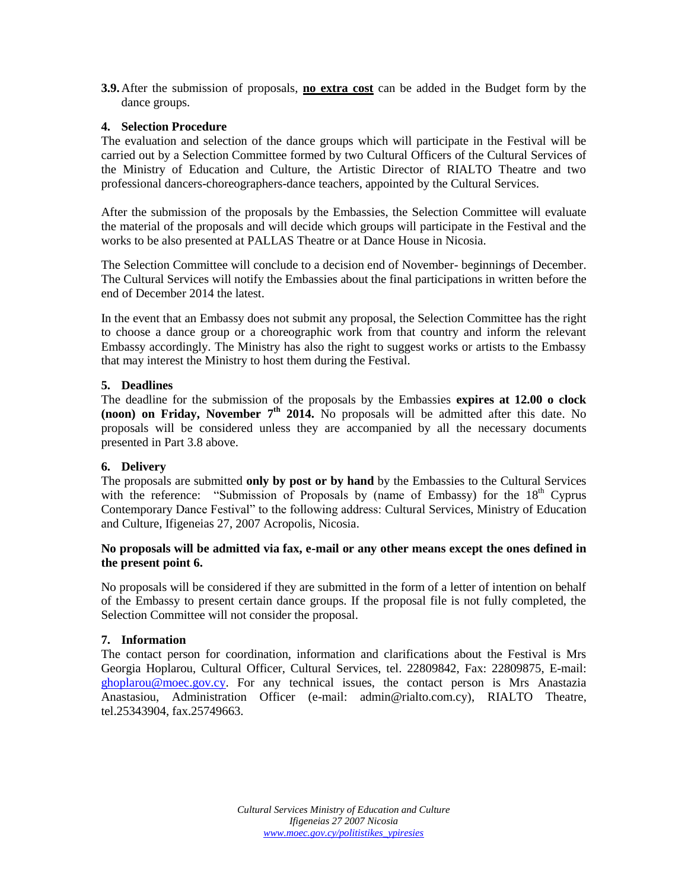**3.9.** After the submission of proposals, **<u>no extra cost</u>** can be added in the Budget form by the dance groups.

## 4. Selection Procedure

The evaluation and selection of the dance groups which will participate in the Festival will be carried out by a Selection Committee formed by two Cultural Officers of the Cultural Services of the Ministry of Education and Culture, the Artistic Director of RIALTO Theatre and two professional dancers-choreographers-dance teachers, appointed by the Cultural Services.

After the submission of the proposals by the Embassies, the Selection Committee will evaluate the material of the proposals and will decide which groups will participate in the Festival and the works to be also presented at PALLAS Theatre or at Dance House in Nicosia.

The Selection Committee will conclude to a decision end of November- beginnings of December. The Cultural Services will notify the Embassies about the final participations in written before the end of December 2014 the latest.

In the event that an Embassy does not submit any proposal, the Selection Committee has the right to choose a dance group or a choreographic work from that country and inform the relevant Embassy accordingly. The Ministry has also the right to suggest works or artists to the Embassy that may interest the Ministry to host them during the Festival.

## 5. Deadlines

The deadline for the submission of the proposals by the Embassies **expires at 12.00 o clock (noon) on Friday, November 7th 2014.** No proposals will be admitted after this date. No proposals will be considered unless they are accompanied by all the necessary documents presented in Part 3.8 above.

## 6. Delivery

The proposals are submitted **only by post or by hand** by the Embassies to the Cultural Services with the reference: "Submission of Proposals by (name of Embassy) for the 18th Cyprus Contemporary Dance Festival" to the following address: Cultural Services, Ministry of Education and Culture, Ifigeneias 27, 2007 Acropolis, Nicosia.

**No proposals will be admitted via fax, e-mail or any other means except the ones defined in the present point 6.**

No proposals will be considered if they are submitted in the form of a letter of intention on behalf of the Embassy to present certain dance groups. If the proposal file is not fully completed, the Selection Committee will not consider the proposal.

## 7. Information

The contact person for coordination, information and clarifications about the Festival is Mrs Georgia Hoplarou, Cultural Officer, Cultural Services, tel. 22809842, Fax: 22809875, E-mail: ghoplarou@moec.gov.cy. For any technical issues, the contact person is Mrs Anastazia Anastasiou, Administration Officer (e-mail: admin@rialto.com.cy), RIALTO Theatre, tel.25343904, fax.25749663.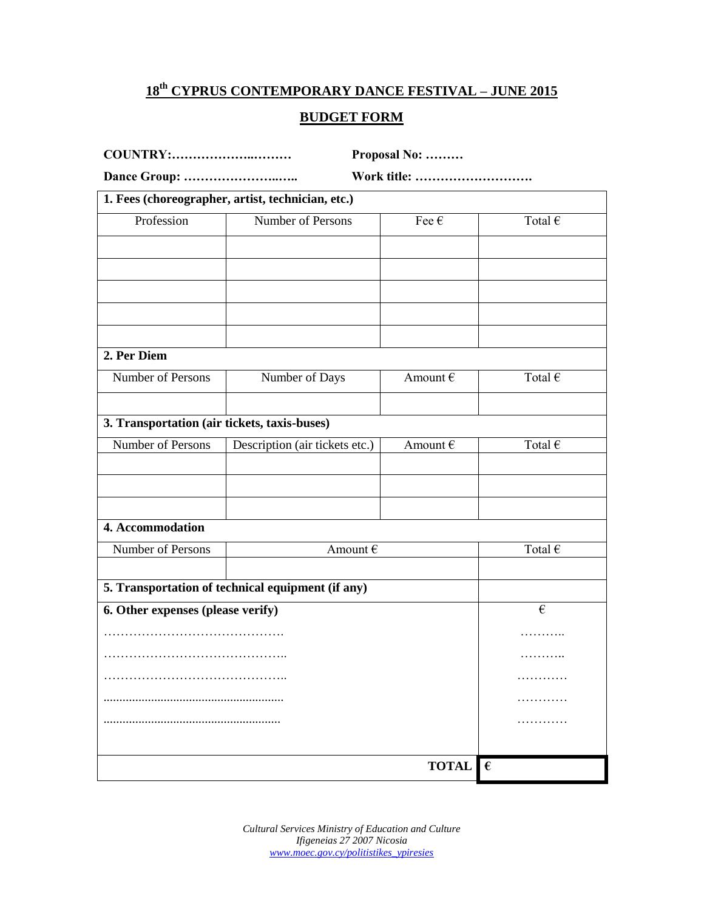## 18th CYPRUS CONTEMPORARY DANCE FESTIVAL – JUNE 2015

## BUDGET FORM

**COUNTRY:………………..………** **Proposal No: ………**

**Dance Group: …………………..….. ** **Work title: ……………………….**

| **1. Fees (choreographer, artist, technician, etc.)** | | | |
|---|---|---|---|
| Profession | Number of Persons | Fee € | Total € |
| | | | |
| | | | |
| | | | |
| | | | |
| | | | |
| **2. Per Diem** | | | |
| Number of Persons | Number of Days | Amount € | Total € |
| | | | |
| **3. Transportation (air tickets, taxis-buses)** | | | |
| Number of Persons | Description (air tickets etc.) | Amount € | Total € |
| | | | |
| | | | |
| | | | |
| **4. Accommodation** | | | |
| Number of Persons | Amount € | | Total € |
| | | | |
| **5. Transportation of technical equipment (if any)** | | | |
| **6. Other expenses (please verify)** | | | € |
| ……………………………………. | | | ……….. |
| …………………………………….. | | | ……….. |
| …………………………………….. | | | ………… |
| ........................................................ | | | ………… |
| ....................................................... | | | ………… |
| | | | |
| | | **TOTAL** | **€** |

*Cultural Services Ministry of Education and Culture*
*Ifigeneias 27 2007 Nicosia*
*www.moec.gov.cy/politistikes_ypiresies*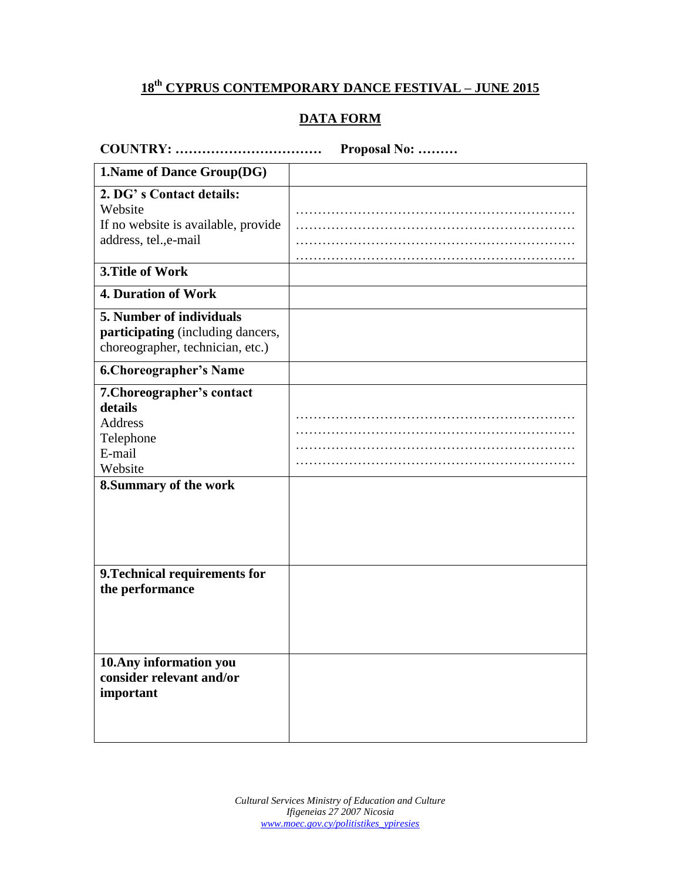## 18th CYPRUS CONTEMPORARY DANCE FESTIVAL – JUNE 2015

## DATA FORM

**COUNTRY: ……………………………  Proposal No: ………**

| | |
|---|---|
| **1.Name of Dance Group(DG)** | |
| **2. DG' s Contact details:** Website If no website is available, provide address, tel.,e-mail | ……………………………………………………… ……………………………………………………… ……………………………………………………… ……………………………………………………… |
| **3.Title of Work** | |
| **4. Duration of Work** | |
| **5. Number of individuals participating** (including dancers, choreographer, technician, etc.) | |
| **6.Choreographer's Name** | |
| **7.Choreographer's contact details** Address Telephone E-mail Website | ……………………………………………………… ……………………………………………………… ……………………………………………………… ……………………………………………………… |
| **8.Summary of the work** | |
| **9.Technical requirements for the performance** | |
| **10.Any information you consider relevant and/or important** | |

*Cultural Services Ministry of Education and Culture*
*Ifigeneias 27 2007 Nicosia*
*www.moec.gov.cy/politistikes_ypiresies*